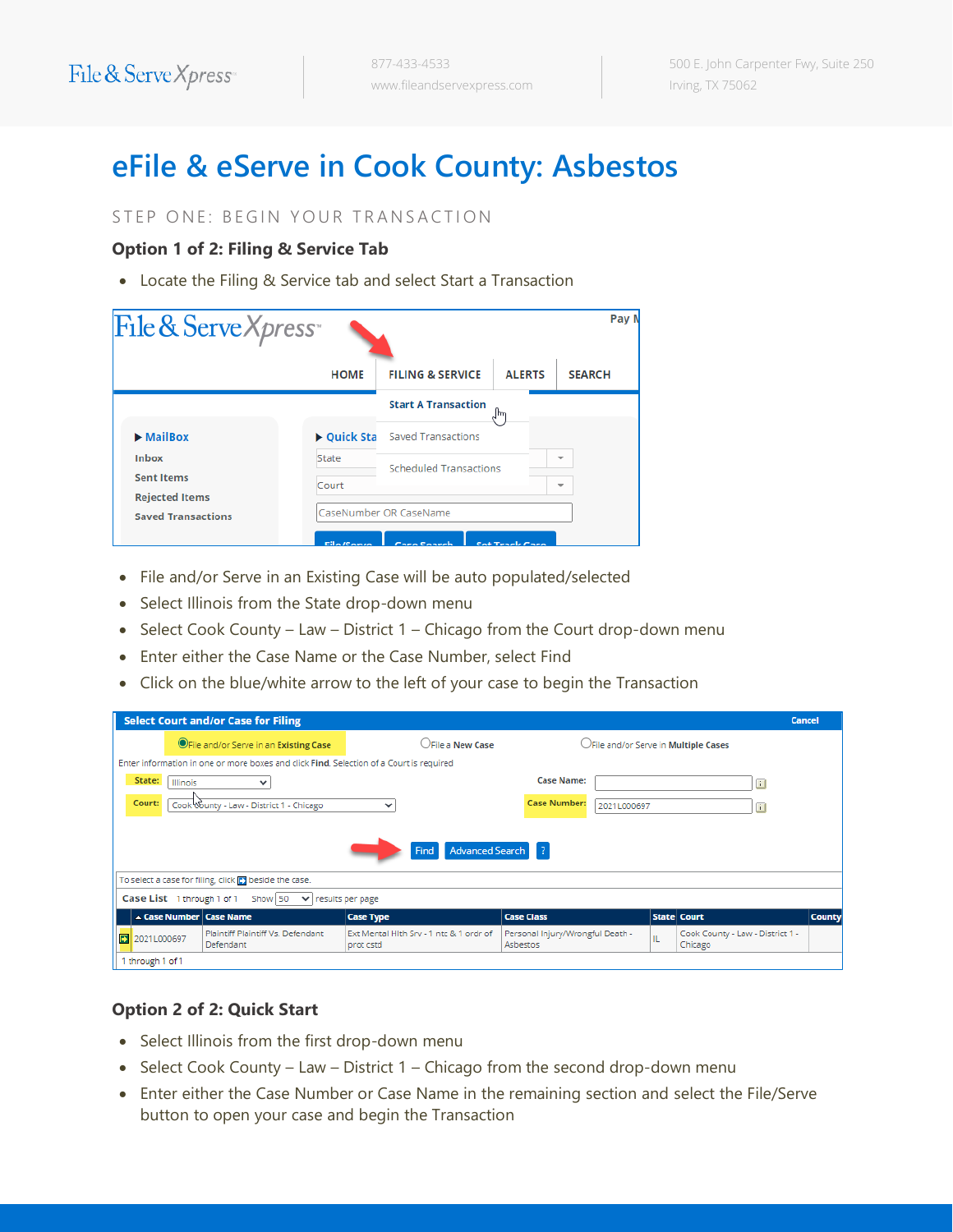# eFile & eServe in Cook County: Asbestos

STEP ONE: BEGIN YOUR TRANSACTION

### Option 1 of 2: Filing & Service Tab

- Locate the Filing & Service tab and select Start a Transaction

- File and/or Serve in an Existing Case will be auto populated/selected
- Select Illinois from the State drop-down menu
- Select Cook County – Law – District 1 – Chicago from the Court drop-down menu
- Enter either the Case Name or the Case Number, select Find
- Click on the blue/white arrow to the left of your case to begin the Transaction

### Option 2 of 2: Quick Start

- Select Illinois from the first drop-down menu
- Select Cook County – Law – District 1 – Chicago from the second drop-down menu
- Enter either the Case Number or Case Name in the remaining section and select the File/Serve button to open your case and begin the Transaction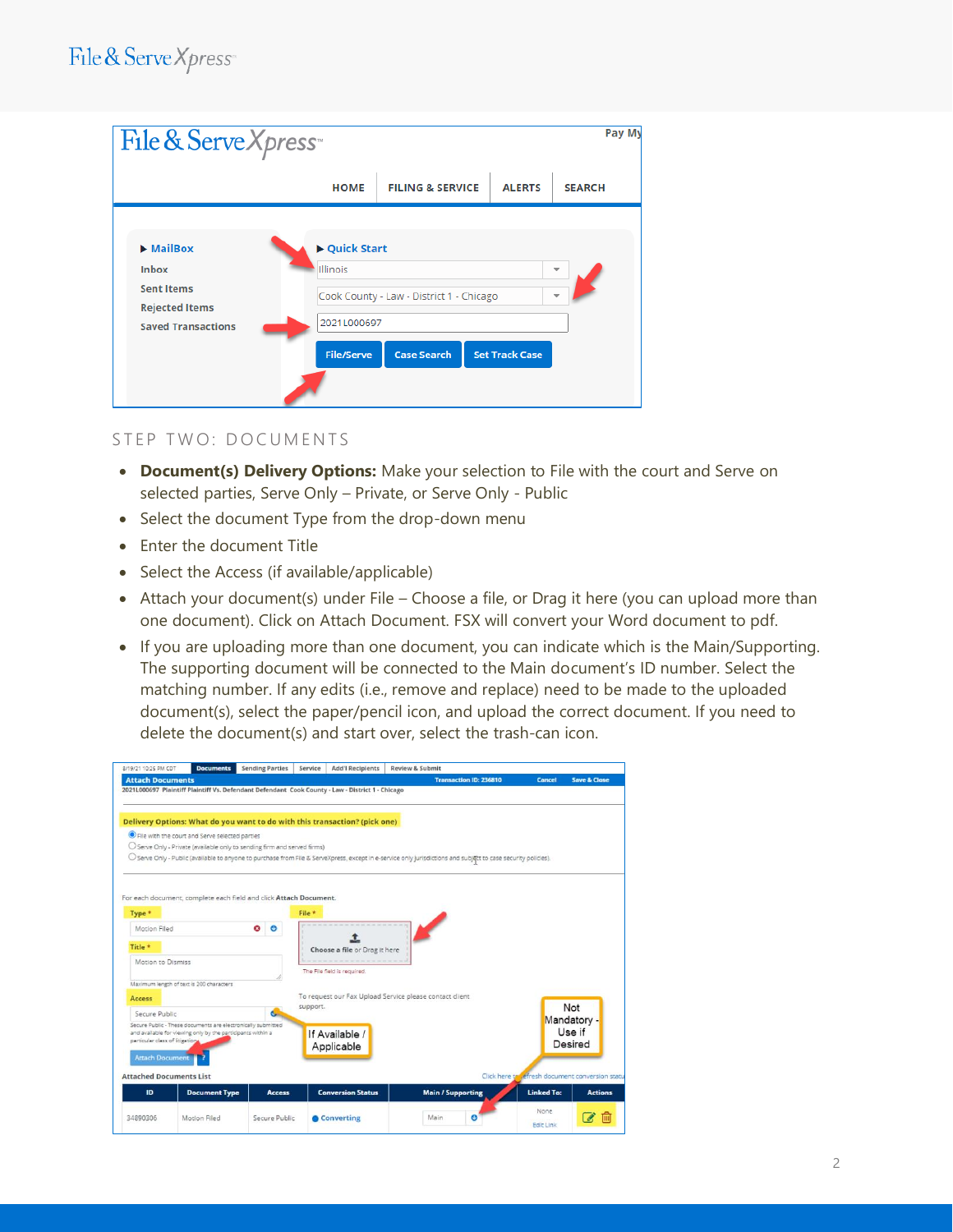## STEP TWO: DOCUMENTS

- **Document(s) Delivery Options:** Make your selection to File with the court and Serve on selected parties, Serve Only – Private, or Serve Only - Public
- Select the document Type from the drop-down menu
- Enter the document Title
- Select the Access (if available/applicable)
- Attach your document(s) under File – Choose a file, or Drag it here (you can upload more than one document). Click on Attach Document. FSX will convert your Word document to pdf.
- If you are uploading more than one document, you can indicate which is the Main/Supporting. The supporting document will be connected to the Main document's ID number. Select the matching number. If any edits (i.e., remove and replace) need to be made to the uploaded document(s), select the paper/pencil icon, and upload the correct document. If you need to delete the document(s) and start over, select the trash-can icon.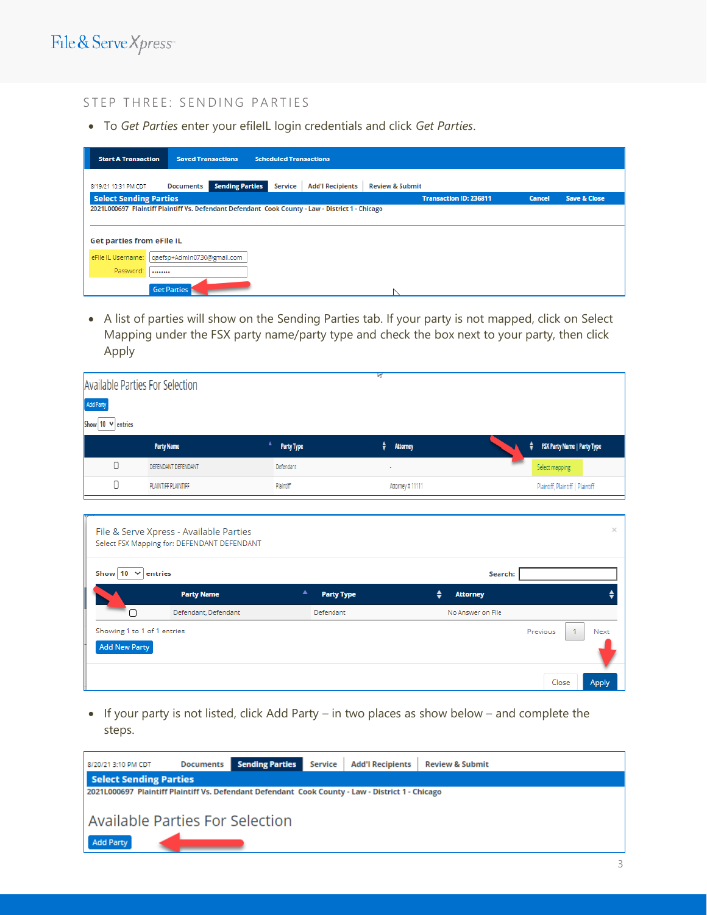## STEP THREE: SENDING PARTIES

- To *Get Parties* enter your efileIL login credentials and click *Get Parties*.

- A list of parties will show on the Sending Parties tab. If your party is not mapped, click on Select Mapping under the FSX party name/party type and check the box next to your party, then click Apply

- If your party is not listed, click Add Party – in two places as show below – and complete the steps.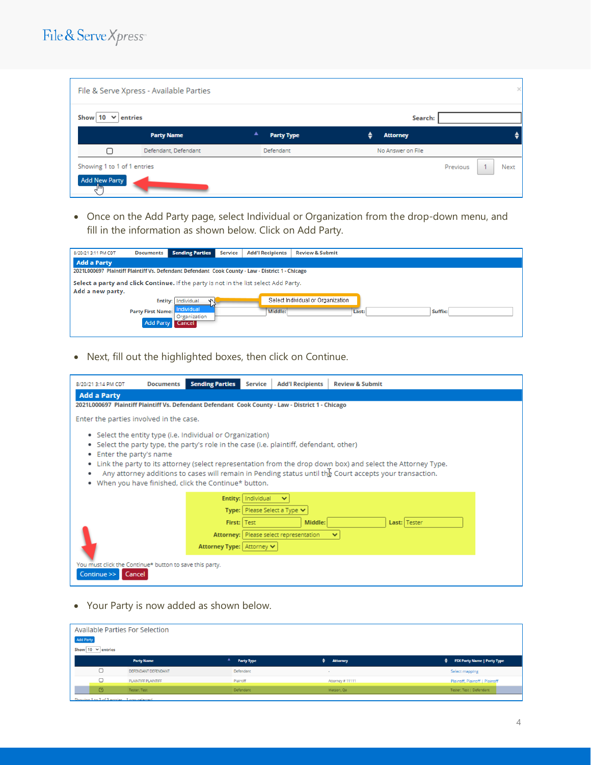- Once on the Add Party page, select Individual or Organization from the drop-down menu, and fill in the information as shown below. Click on Add Party.

- Next, fill out the highlighted boxes, then click on Continue.

- Your Party is now added as shown below.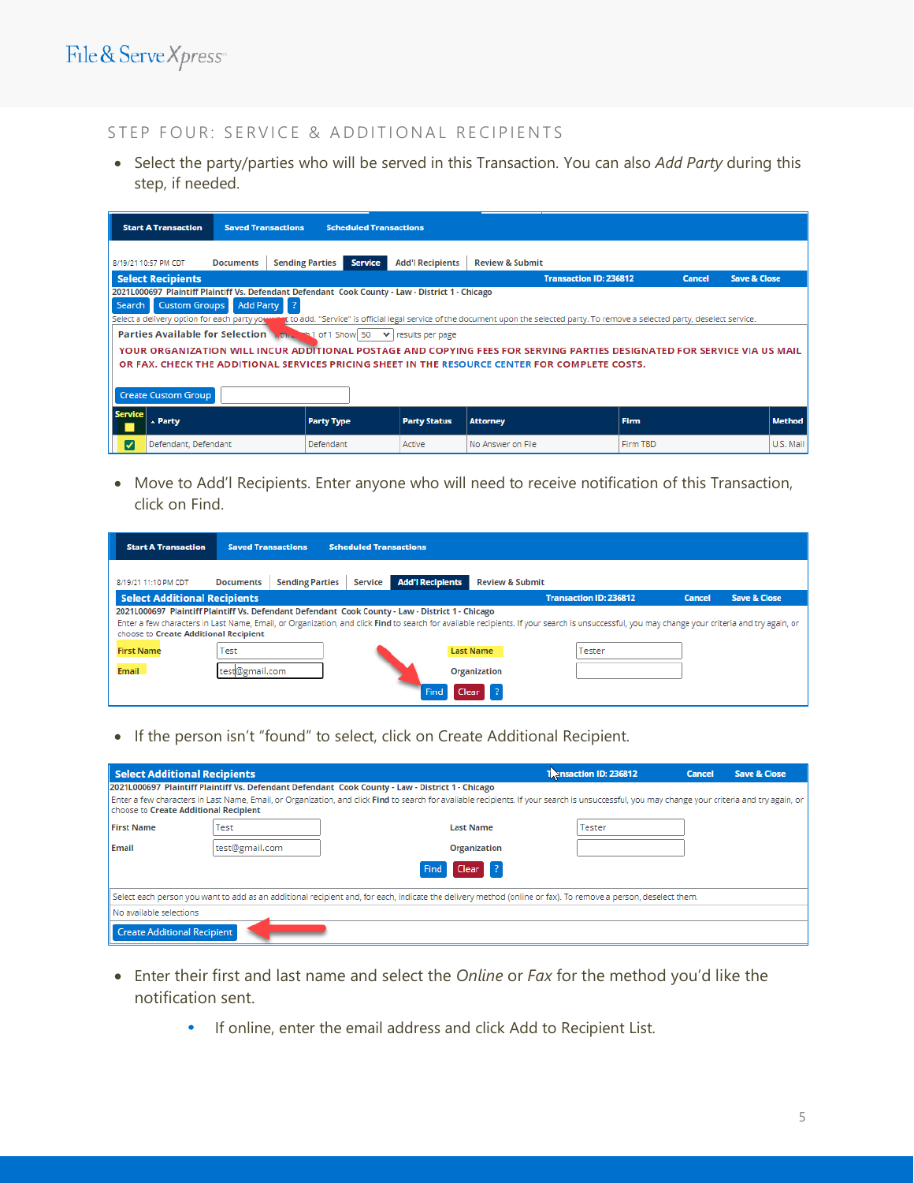## STEP FOUR: SERVICE & ADDITIONAL RECIPIENTS

- Select the party/parties who will be served in this Transaction. You can also *Add Party* during this step, if needed.

- Move to Add'l Recipients. Enter anyone who will need to receive notification of this Transaction, click on Find.

- If the person isn't "found" to select, click on Create Additional Recipient.

- Enter their first and last name and select the *Online* or *Fax* for the method you'd like the notification sent.
  - If online, enter the email address and click Add to Recipient List.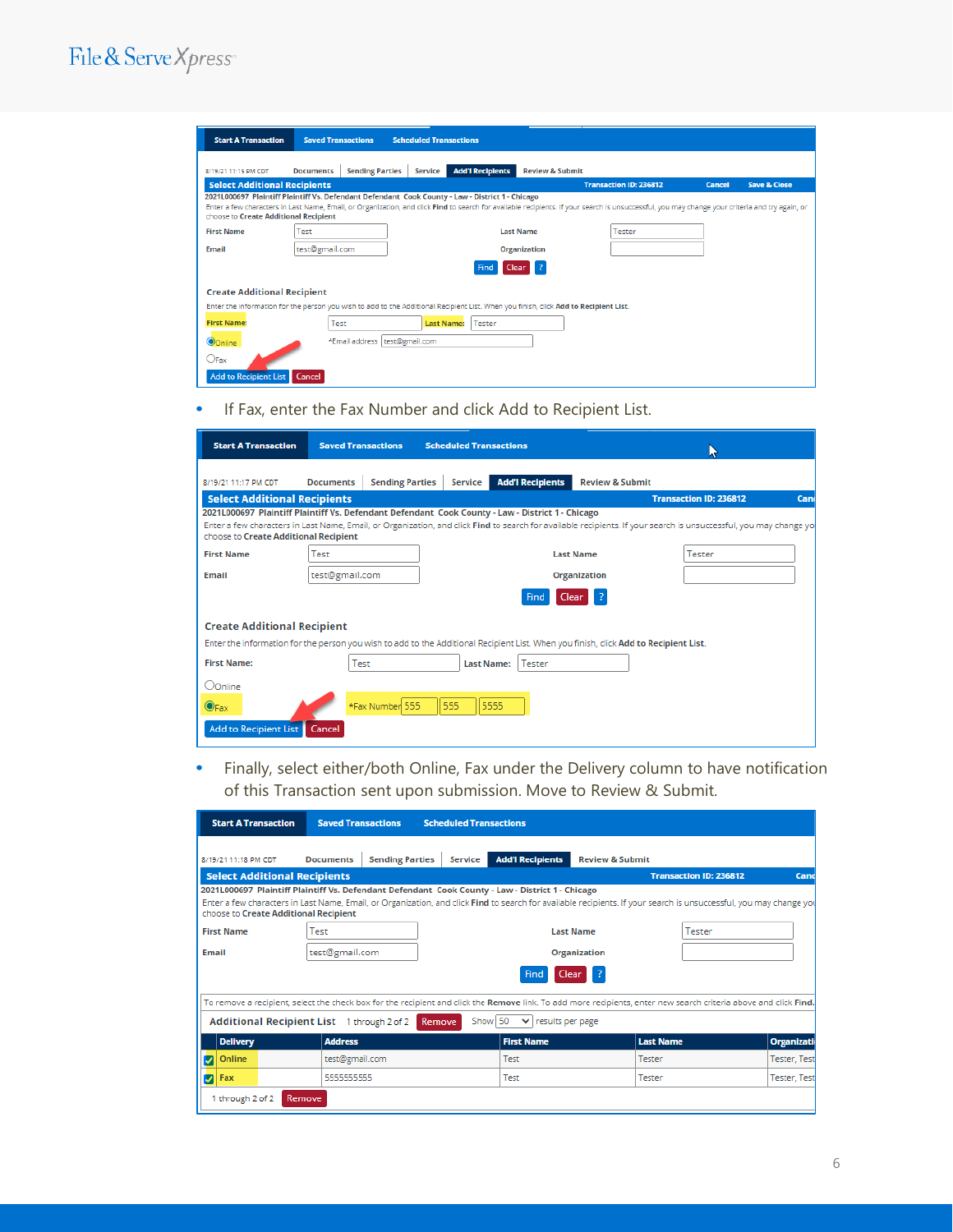- If Fax, enter the Fax Number and click Add to Recipient List.

- Finally, select either/both Online, Fax under the Delivery column to have notification of this Transaction sent upon submission. Move to Review & Submit.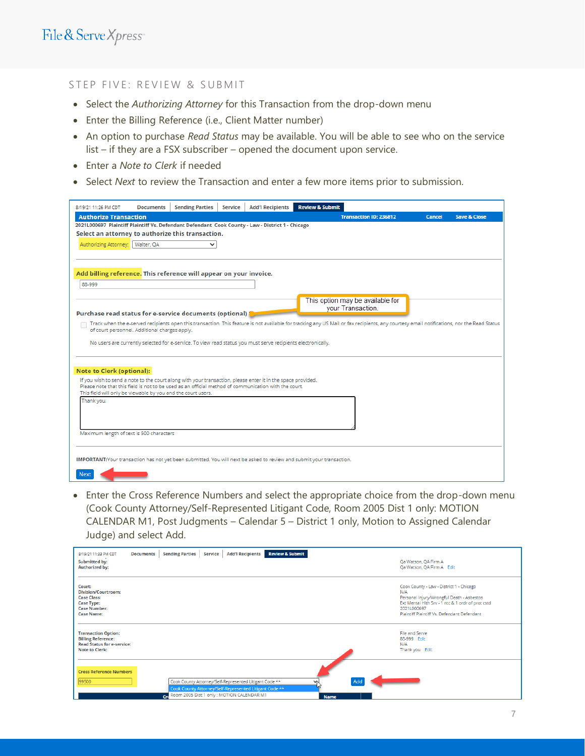## STEP FIVE: REVIEW & SUBMIT

- Select the *Authorizing Attorney* for this Transaction from the drop-down menu
- Enter the Billing Reference (i.e., Client Matter number)
- An option to purchase *Read Status* may be available. You will be able to see who on the service list – if they are a FSX subscriber – opened the document upon service.
- Enter a *Note to Clerk* if needed
- Select *Next* to review the Transaction and enter a few more items prior to submission.

- Enter the Cross Reference Numbers and select the appropriate choice from the drop-down menu (Cook County Attorney/Self-Represented Litigant Code, Room 2005 Dist 1 only: MOTION CALENDAR M1, Post Judgments – Calendar 5 – District 1 only, Motion to Assigned Calendar Judge) and select Add.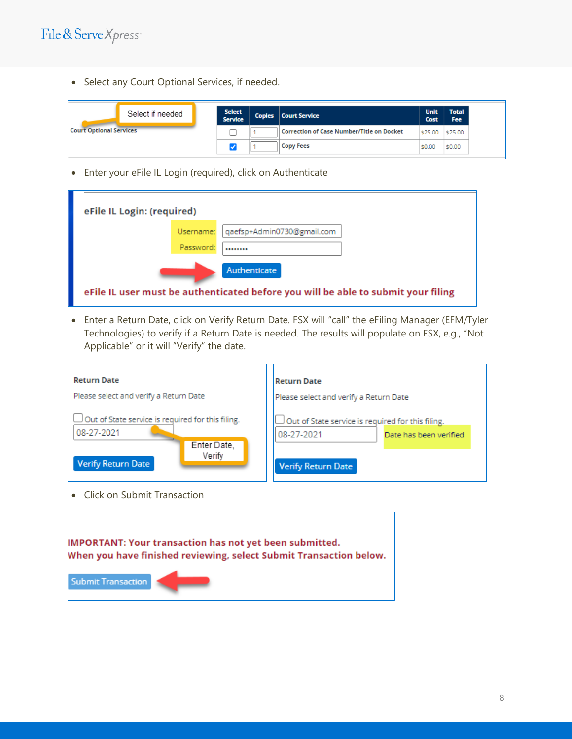- Select any Court Optional Services, if needed.

Select if needed

Court Optional Services

| Select Service | Copies | Court Service | Unit Cost | Total Fee |
|---|---|---|---|---|
| ☐ | 1 | Correction of Case Number/Title on Docket | $25.00 | $25.00 |
| ☑ | 1 | Copy Fees | $0.00 | $0.00 |

- Enter your eFile IL Login (required), click on Authenticate

**eFile IL Login: (required)**

Username: qaefsp+Admin0730@gmail.com

Password: ••••••••

Authenticate

**eFile IL user must be authenticated before you will be able to submit your filing**

- Enter a Return Date, click on Verify Return Date. FSX will "call" the eFiling Manager (EFM/Tyler Technologies) to verify if a Return Date is needed. The results will populate on FSX, e.g., "Not Applicable" or it will "Verify" the date.

**Return Date**

Please select and verify a Return Date

☐ Out of State service is required for this filing.

08-27-2021

Enter Date, Verify

Verify Return Date

**Return Date**

Please select and verify a Return Date

☐ Out of State service is required for this filing.

08-27-2021 Date has been verified

Verify Return Date

- Click on Submit Transaction

**IMPORTANT: Your transaction has not yet been submitted.**
**When you have finished reviewing, select Submit Transaction below.**

Submit Transaction